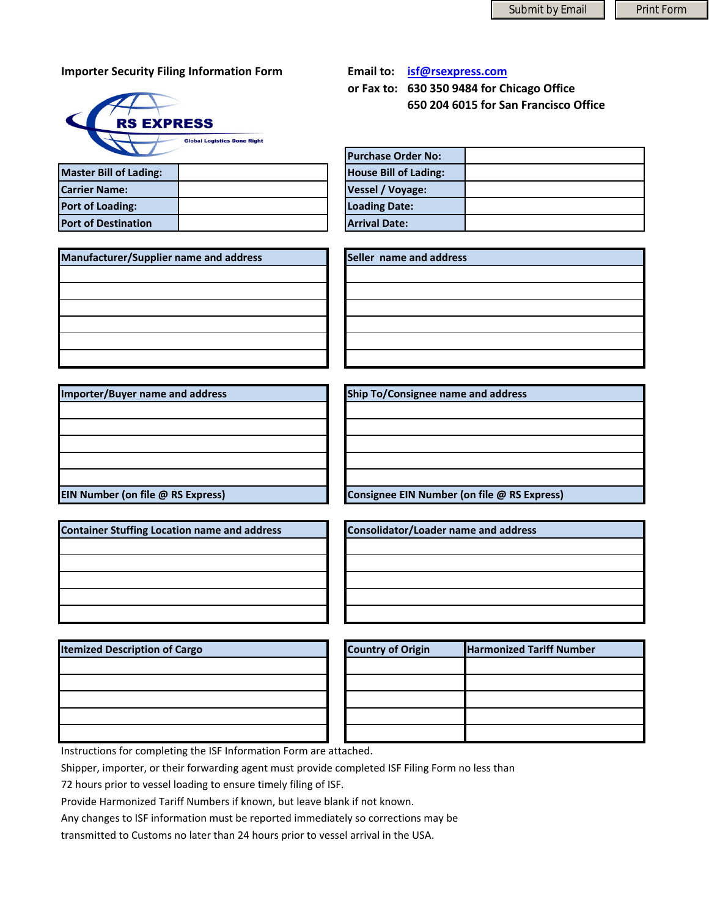Submit by Email | Print Form

## Importer Security Filing Information Form

**Email to:** isf@rsexpress.com
**or Fax to:** 630 350 9484 for Chicago Office
650 204 6015 for San Francisco Office

RS EXPRESS
Global Logistics Done Right

| Field | Value |
| --- | --- |
| Master Bill of Lading: | |
| Carrier Name: | |
| Port of Loading: | |
| Port of Destination | |

| Field | Value |
| --- | --- |
| Purchase Order No: | |
| House Bill of Lading: | |
| Vessel / Voyage: | |
| Loading Date: | |
| Arrival Date: | |

| Manufacturer/Supplier name and address |
| --- |
| |
| |
| |
| |
| |
| |

| Seller name and address |
| --- |
| |
| |
| |
| |
| |
| |

| Importer/Buyer name and address |
| --- |
| |
| |
| |
| |
| |
| EIN Number (on file @ RS Express) |

| Ship To/Consignee name and address |
| --- |
| |
| |
| |
| |
| |
| Consignee EIN Number (on file @ RS Express) |

| Container Stuffing Location name and address |
| --- |
| |
| |
| |
| |
| |

| Consolidator/Loader name and address |
| --- |
| |
| |
| |
| |
| |

| Itemized Description of Cargo |
| --- |
| |
| |
| |
| |
| |

| Country of Origin | Harmonized Tariff Number |
| --- | --- |
| | |
| | |
| | |
| | |
| | |

Instructions for completing the ISF Information Form are attached.

Shipper, importer, or their forwarding agent must provide completed ISF Filing Form no less than 72 hours prior to vessel loading to ensure timely filing of ISF.

Provide Harmonized Tariff Numbers if known, but leave blank if not known.

Any changes to ISF information must be reported immediately so corrections may be transmitted to Customs no later than 24 hours prior to vessel arrival in the USA.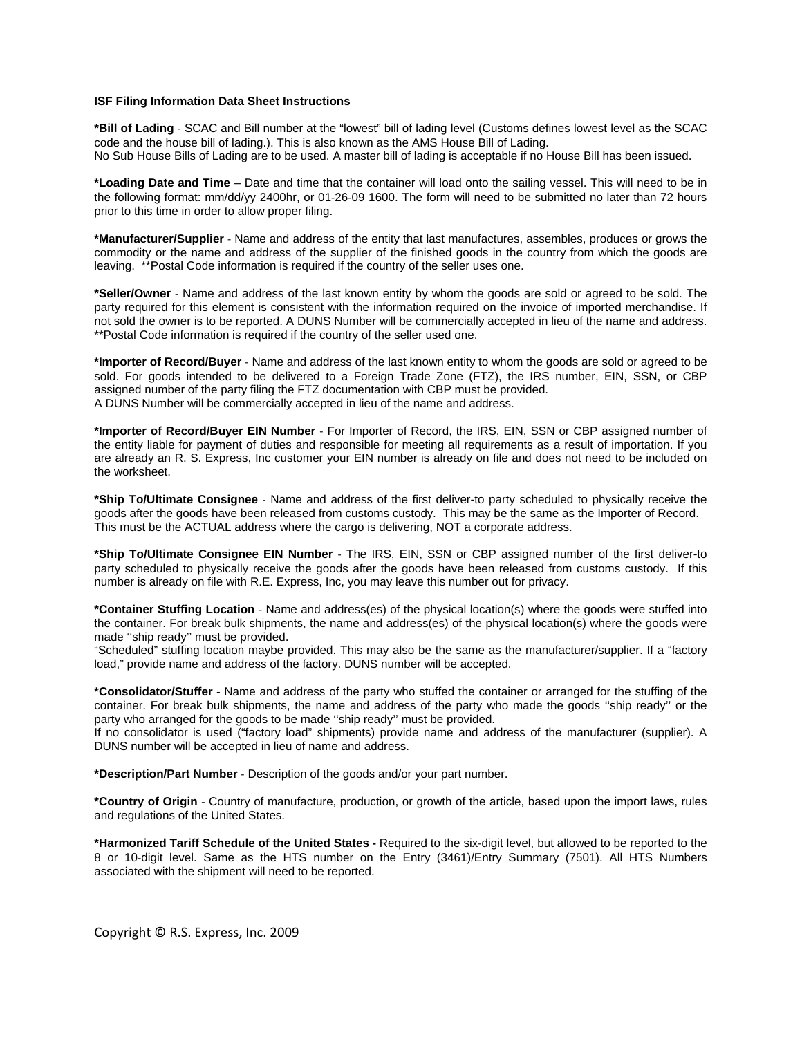**ISF Filing Information Data Sheet Instructions**

**\*Bill of Lading** - SCAC and Bill number at the "lowest" bill of lading level (Customs defines lowest level as the SCAC code and the house bill of lading.). This is also known as the AMS House Bill of Lading.
No Sub House Bills of Lading are to be used. A master bill of lading is acceptable if no House Bill has been issued.

**\*Loading Date and Time** – Date and time that the container will load onto the sailing vessel. This will need to be in the following format: mm/dd/yy 2400hr, or 01-26-09 1600. The form will need to be submitted no later than 72 hours prior to this time in order to allow proper filing.

**\*Manufacturer/Supplier** - Name and address of the entity that last manufactures, assembles, produces or grows the commodity or the name and address of the supplier of the finished goods in the country from which the goods are leaving. \*\*Postal Code information is required if the country of the seller uses one.

**\*Seller/Owner** - Name and address of the last known entity by whom the goods are sold or agreed to be sold. The party required for this element is consistent with the information required on the invoice of imported merchandise. If not sold the owner is to be reported. A DUNS Number will be commercially accepted in lieu of the name and address. \*\*Postal Code information is required if the country of the seller used one.

**\*Importer of Record/Buyer** - Name and address of the last known entity to whom the goods are sold or agreed to be sold. For goods intended to be delivered to a Foreign Trade Zone (FTZ), the IRS number, EIN, SSN, or CBP assigned number of the party filing the FTZ documentation with CBP must be provided.
A DUNS Number will be commercially accepted in lieu of the name and address.

**\*Importer of Record/Buyer EIN Number** - For Importer of Record, the IRS, EIN, SSN or CBP assigned number of the entity liable for payment of duties and responsible for meeting all requirements as a result of importation. If you are already an R. S. Express, Inc customer your EIN number is already on file and does not need to be included on the worksheet.

**\*Ship To/Ultimate Consignee** - Name and address of the first deliver-to party scheduled to physically receive the goods after the goods have been released from customs custody. This may be the same as the Importer of Record. This must be the ACTUAL address where the cargo is delivering, NOT a corporate address.

**\*Ship To/Ultimate Consignee EIN Number** - The IRS, EIN, SSN or CBP assigned number of the first deliver-to party scheduled to physically receive the goods after the goods have been released from customs custody. If this number is already on file with R.E. Express, Inc, you may leave this number out for privacy.

**\*Container Stuffing Location** - Name and address(es) of the physical location(s) where the goods were stuffed into the container. For break bulk shipments, the name and address(es) of the physical location(s) where the goods were made ''ship ready'' must be provided.
"Scheduled" stuffing location maybe provided. This may also be the same as the manufacturer/supplier. If a "factory load," provide name and address of the factory. DUNS number will be accepted.

**\*Consolidator/Stuffer -** Name and address of the party who stuffed the container or arranged for the stuffing of the container. For break bulk shipments, the name and address of the party who made the goods ''ship ready'' or the party who arranged for the goods to be made ''ship ready'' must be provided.
If no consolidator is used ("factory load" shipments) provide name and address of the manufacturer (supplier). A DUNS number will be accepted in lieu of name and address.

**\*Description/Part Number** - Description of the goods and/or your part number.

**\*Country of Origin** - Country of manufacture, production, or growth of the article, based upon the import laws, rules and regulations of the United States.

**\*Harmonized Tariff Schedule of the United States -** Required to the six-digit level, but allowed to be reported to the 8 or 10-digit level. Same as the HTS number on the Entry (3461)/Entry Summary (7501). All HTS Numbers associated with the shipment will need to be reported.

Copyright © R.S. Express, Inc. 2009